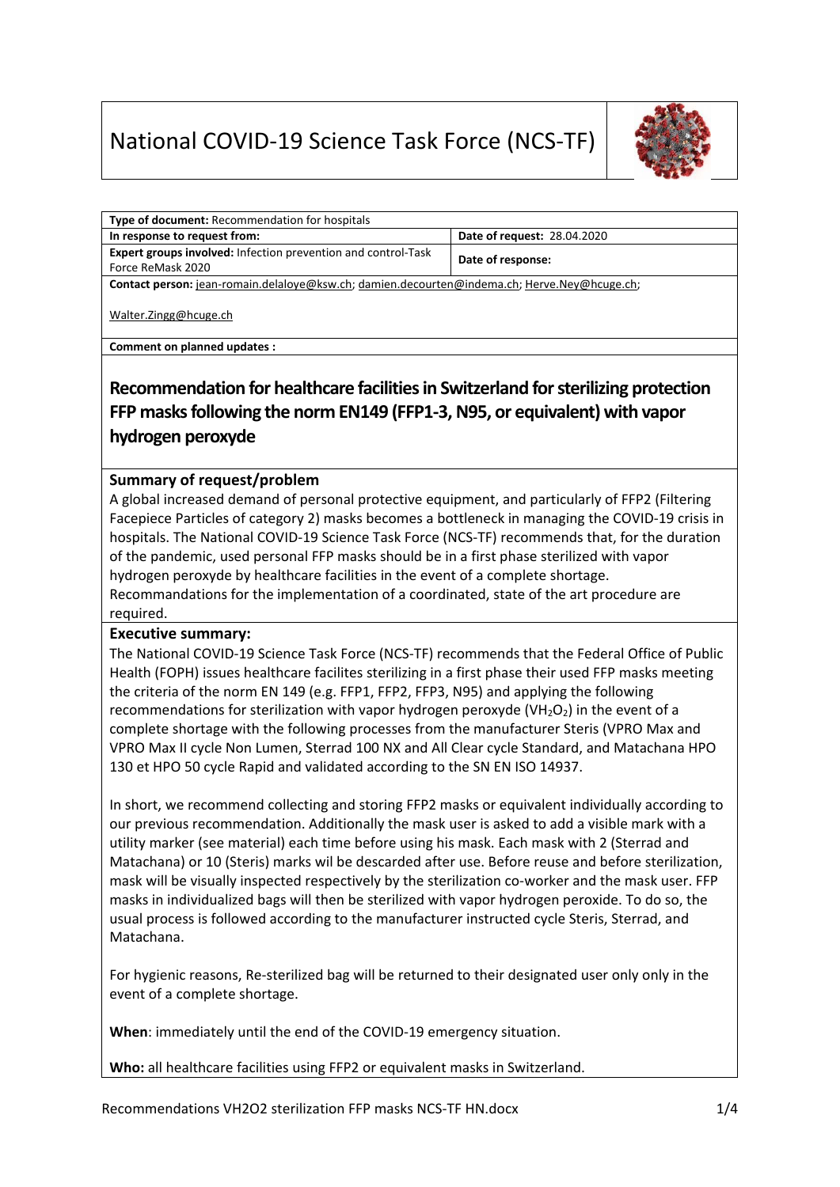# National COVID-19 Science Task Force (NCS-TF)

| **Type of document:** Recommendation for hospitals | |
|---|---|
| **In response to request from:** | **Date of request:** 28.04.2020 |
| **Expert groups involved:** Infection prevention and control-Task Force ReMask 2020 | **Date of response:** |
| **Contact person:** jean-romain.delaloye@ksw.ch; damien.decourten@indema.ch; Herve.Ney@hcuge.ch; Walter.Zingg@hcuge.ch | |
| **Comment on planned updates :** | |

## Recommendation for healthcare facilities in Switzerland for sterilizing protection FFP masks following the norm EN149 (FFP1-3, N95, or equivalent) with vapor hydrogen peroxyde

### Summary of request/problem

A global increased demand of personal protective equipment, and particularly of FFP2 (Filtering Facepiece Particles of category 2) masks becomes a bottleneck in managing the COVID-19 crisis in hospitals. The National COVID-19 Science Task Force (NCS-TF) recommends that, for the duration of the pandemic, used personal FFP masks should be in a first phase sterilized with vapor hydrogen peroxyde by healthcare facilities in the event of a complete shortage. Recommandations for the implementation of a coordinated, state of the art procedure are required.

### Executive summary:

The National COVID-19 Science Task Force (NCS-TF) recommends that the Federal Office of Public Health (FOPH) issues healthcare facilites sterilizing in a first phase their used FFP masks meeting the criteria of the norm EN 149 (e.g. FFP1, FFP2, FFP3, N95) and applying the following recommendations for sterilization with vapor hydrogen peroxyde ($VH_2O_2$) in the event of a complete shortage with the following processes from the manufacturer Steris (VPRO Max and VPRO Max II cycle Non Lumen, Sterrad 100 NX and All Clear cycle Standard, and Matachana HPO 130 et HPO 50 cycle Rapid and validated according to the SN EN ISO 14937.

In short, we recommend collecting and storing FFP2 masks or equivalent individually according to our previous recommendation. Additionally the mask user is asked to add a visible mark with a utility marker (see material) each time before using his mask. Each mask with 2 (Sterrad and Matachana) or 10 (Steris) marks wil be descarded after use. Before reuse and before sterilization, mask will be visually inspected respectively by the sterilization co-worker and the mask user. FFP masks in individualized bags will then be sterilized with vapor hydrogen peroxide. To do so, the usual process is followed according to the manufacturer instructed cycle Steris, Sterrad, and Matachana.

For hygienic reasons, Re-sterilized bag will be returned to their designated user only only in the event of a complete shortage.

**When**: immediately until the end of the COVID-19 emergency situation.

**Who:** all healthcare facilities using FFP2 or equivalent masks in Switzerland.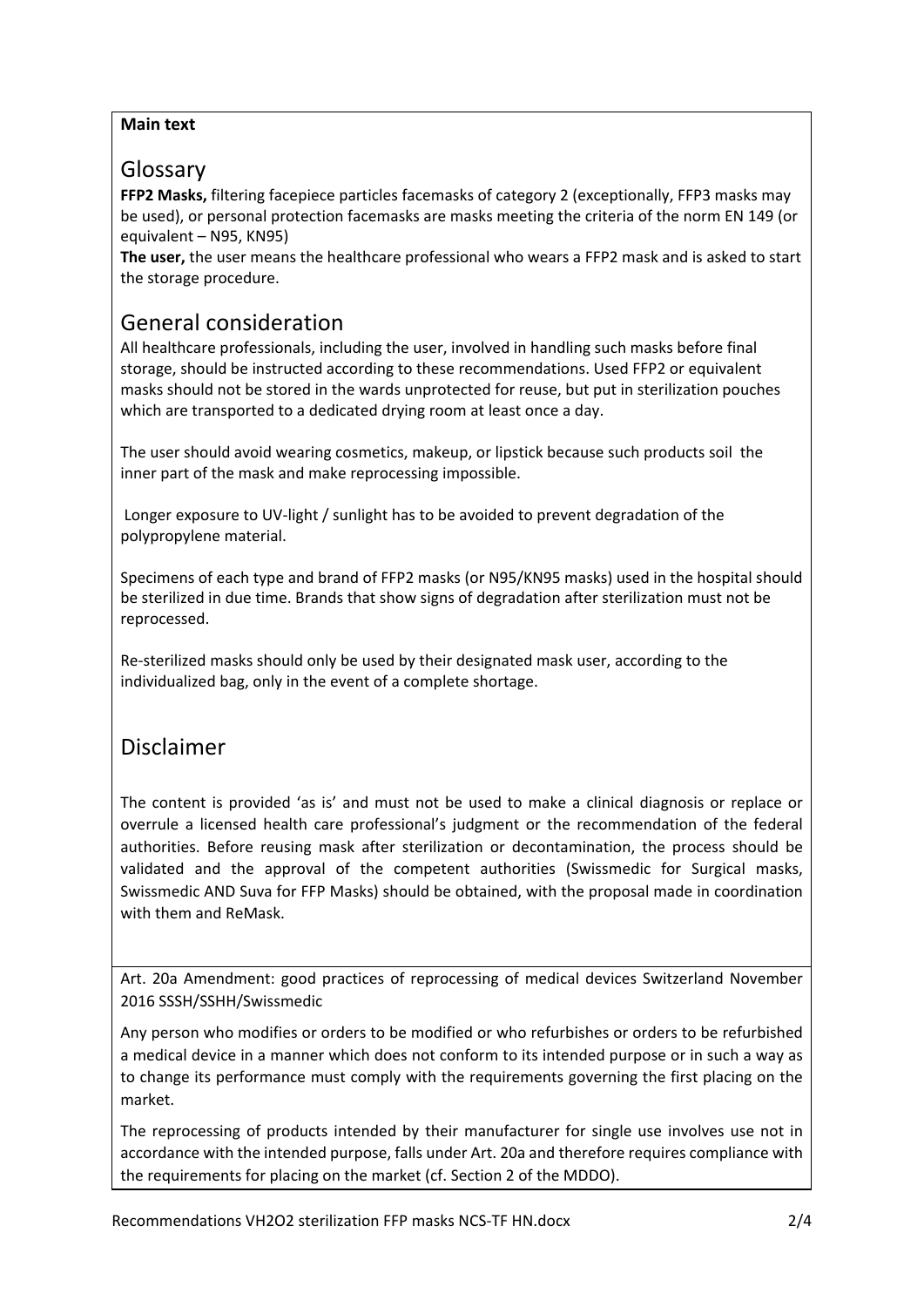**Main text**

## Glossary

**FFP2 Masks,** filtering facepiece particles facemasks of category 2 (exceptionally, FFP3 masks may be used), or personal protection facemasks are masks meeting the criteria of the norm EN 149 (or equivalent – N95, KN95)

**The user,** the user means the healthcare professional who wears a FFP2 mask and is asked to start the storage procedure.

## General consideration

All healthcare professionals, including the user, involved in handling such masks before final storage, should be instructed according to these recommendations. Used FFP2 or equivalent masks should not be stored in the wards unprotected for reuse, but put in sterilization pouches which are transported to a dedicated drying room at least once a day.

The user should avoid wearing cosmetics, makeup, or lipstick because such products soil the inner part of the mask and make reprocessing impossible.

Longer exposure to UV-light / sunlight has to be avoided to prevent degradation of the polypropylene material.

Specimens of each type and brand of FFP2 masks (or N95/KN95 masks) used in the hospital should be sterilized in due time. Brands that show signs of degradation after sterilization must not be reprocessed.

Re-sterilized masks should only be used by their designated mask user, according to the individualized bag, only in the event of a complete shortage.

## Disclaimer

The content is provided 'as is' and must not be used to make a clinical diagnosis or replace or overrule a licensed health care professional's judgment or the recommendation of the federal authorities. Before reusing mask after sterilization or decontamination, the process should be validated and the approval of the competent authorities (Swissmedic for Surgical masks, Swissmedic AND Suva for FFP Masks) should be obtained, with the proposal made in coordination with them and ReMask.

Art. 20a Amendment: good practices of reprocessing of medical devices Switzerland November 2016 SSSH/SSHH/Swissmedic

Any person who modifies or orders to be modified or who refurbishes or orders to be refurbished a medical device in a manner which does not conform to its intended purpose or in such a way as to change its performance must comply with the requirements governing the first placing on the market.

The reprocessing of products intended by their manufacturer for single use involves use not in accordance with the intended purpose, falls under Art. 20a and therefore requires compliance with the requirements for placing on the market (cf. Section 2 of the MDDO).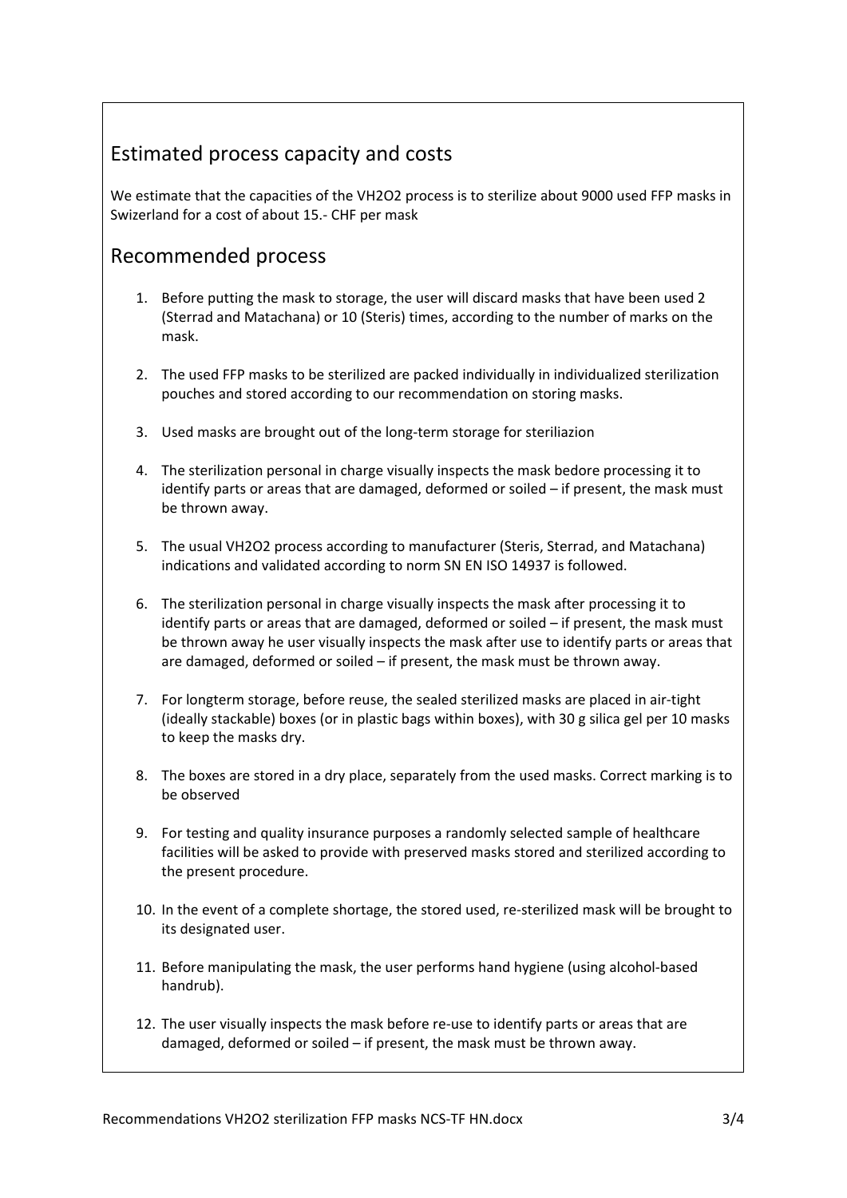## Estimated process capacity and costs

We estimate that the capacities of the VH2O2 process is to sterilize about 9000 used FFP masks in Swizerland for a cost of about 15.- CHF per mask

## Recommended process

1. Before putting the mask to storage, the user will discard masks that have been used 2 (Sterrad and Matachana) or 10 (Steris) times, according to the number of marks on the mask.

2. The used FFP masks to be sterilized are packed individually in individualized sterilization pouches and stored according to our recommendation on storing masks.

3. Used masks are brought out of the long-term storage for steriliazion

4. The sterilization personal in charge visually inspects the mask bedore processing it to identify parts or areas that are damaged, deformed or soiled – if present, the mask must be thrown away.

5. The usual VH2O2 process according to manufacturer (Steris, Sterrad, and Matachana) indications and validated according to norm SN EN ISO 14937 is followed.

6. The sterilization personal in charge visually inspects the mask after processing it to identify parts or areas that are damaged, deformed or soiled – if present, the mask must be thrown away he user visually inspects the mask after use to identify parts or areas that are damaged, deformed or soiled – if present, the mask must be thrown away.

7. For longterm storage, before reuse, the sealed sterilized masks are placed in air-tight (ideally stackable) boxes (or in plastic bags within boxes), with 30 g silica gel per 10 masks to keep the masks dry.

8. The boxes are stored in a dry place, separately from the used masks. Correct marking is to be observed

9. For testing and quality insurance purposes a randomly selected sample of healthcare facilities will be asked to provide with preserved masks stored and sterilized according to the present procedure.

10. In the event of a complete shortage, the stored used, re-sterilized mask will be brought to its designated user.

11. Before manipulating the mask, the user performs hand hygiene (using alcohol-based handrub).

12. The user visually inspects the mask before re-use to identify parts or areas that are damaged, deformed or soiled – if present, the mask must be thrown away.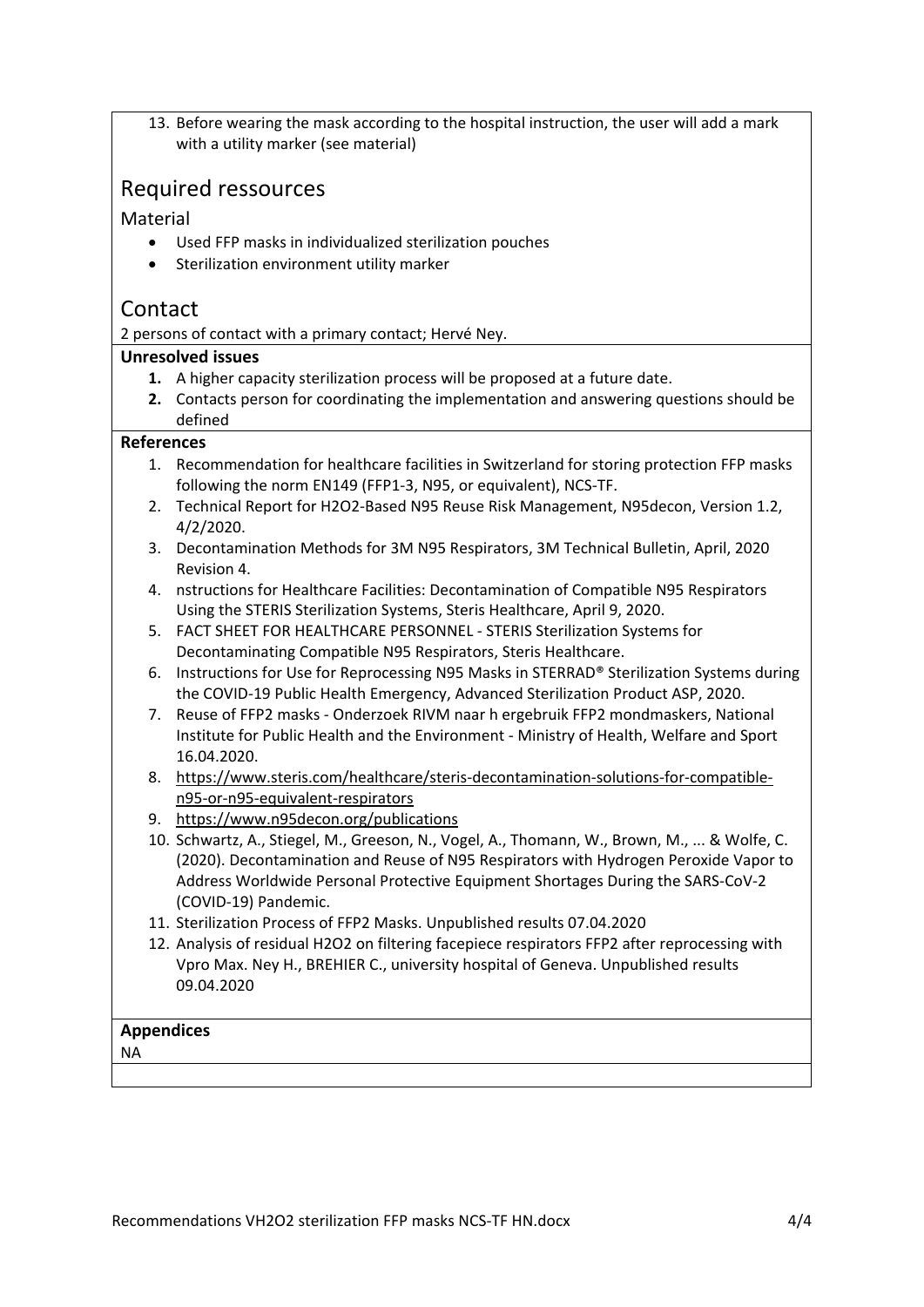13. Before wearing the mask according to the hospital instruction, the user will add a mark with a utility marker (see material)

## Required ressources

### Material

- Used FFP masks in individualized sterilization pouches
- Sterilization environment utility marker

## Contact

2 persons of contact with a primary contact; Hervé Ney.

**Unresolved issues**

1. A higher capacity sterilization process will be proposed at a future date.
2. Contacts person for coordinating the implementation and answering questions should be defined

**References**

1. Recommendation for healthcare facilities in Switzerland for storing protection FFP masks following the norm EN149 (FFP1-3, N95, or equivalent), NCS-TF.
2. Technical Report for H2O2-Based N95 Reuse Risk Management, N95decon, Version 1.2, 4/2/2020.
3. Decontamination Methods for 3M N95 Respirators, 3M Technical Bulletin, April, 2020 Revision 4.
4. nstructions for Healthcare Facilities: Decontamination of Compatible N95 Respirators Using the STERIS Sterilization Systems, Steris Healthcare, April 9, 2020.
5. FACT SHEET FOR HEALTHCARE PERSONNEL - STERIS Sterilization Systems for Decontaminating Compatible N95 Respirators, Steris Healthcare.
6. Instructions for Use for Reprocessing N95 Masks in STERRAD® Sterilization Systems during the COVID-19 Public Health Emergency, Advanced Sterilization Product ASP, 2020.
7. Reuse of FFP2 masks - Onderzoek RIVM naar h ergebruik FFP2 mondmaskers, National Institute for Public Health and the Environment - Ministry of Health, Welfare and Sport 16.04.2020.
8. https://www.steris.com/healthcare/steris-decontamination-solutions-for-compatible-n95-or-n95-equivalent-respirators
9. https://www.n95decon.org/publications
10. Schwartz, A., Stiegel, M., Greeson, N., Vogel, A., Thomann, W., Brown, M., ... & Wolfe, C. (2020). Decontamination and Reuse of N95 Respirators with Hydrogen Peroxide Vapor to Address Worldwide Personal Protective Equipment Shortages During the SARS-CoV-2 (COVID-19) Pandemic.
11. Sterilization Process of FFP2 Masks. Unpublished results 07.04.2020
12. Analysis of residual H2O2 on filtering facepiece respirators FFP2 after reprocessing with Vpro Max. Ney H., BREHIER C., university hospital of Geneva. Unpublished results 09.04.2020

**Appendices**

NA